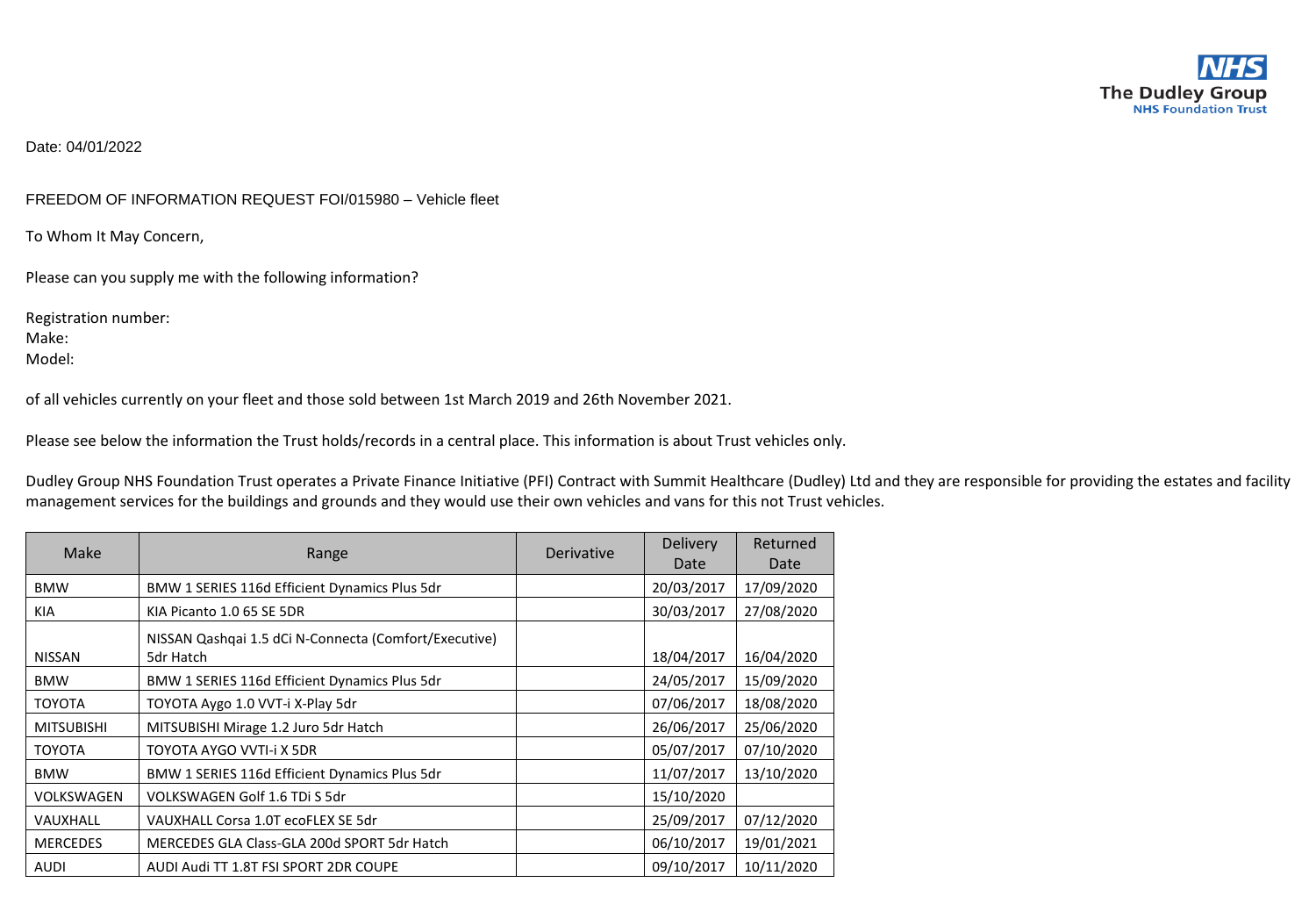Date: 04/01/2022

FREEDOM OF INFORMATION REQUEST FOI/015980 – Vehicle fleet

To Whom It May Concern,

Please can you supply me with the following information?

Registration number:
Make:
Model:

of all vehicles currently on your fleet and those sold between 1st March 2019 and 26th November 2021.

Please see below the information the Trust holds/records in a central place. This information is about Trust vehicles only.

Dudley Group NHS Foundation Trust operates a Private Finance Initiative (PFI) Contract with Summit Healthcare (Dudley) Ltd and they are responsible for providing the estates and facility management services for the buildings and grounds and they would use their own vehicles and vans for this not Trust vehicles.

| Make | Range | Derivative | Delivery Date | Returned Date |
|---|---|---|---|---|
| BMW | BMW 1 SERIES 116d Efficient Dynamics Plus 5dr | | 20/03/2017 | 17/09/2020 |
| KIA | KIA Picanto 1.0 65 SE 5DR | | 30/03/2017 | 27/08/2020 |
| NISSAN | NISSAN Qashqai 1.5 dCi N-Connecta (Comfort/Executive) 5dr Hatch | | 18/04/2017 | 16/04/2020 |
| BMW | BMW 1 SERIES 116d Efficient Dynamics Plus 5dr | | 24/05/2017 | 15/09/2020 |
| TOYOTA | TOYOTA Aygo 1.0 VVT-i X-Play 5dr | | 07/06/2017 | 18/08/2020 |
| MITSUBISHI | MITSUBISHI Mirage 1.2 Juro 5dr Hatch | | 26/06/2017 | 25/06/2020 |
| TOYOTA | TOYOTA AYGO VVTI-i X 5DR | | 05/07/2017 | 07/10/2020 |
| BMW | BMW 1 SERIES 116d Efficient Dynamics Plus 5dr | | 11/07/2017 | 13/10/2020 |
| VOLKSWAGEN | VOLKSWAGEN Golf 1.6 TDi S 5dr | | 15/10/2020 | |
| VAUXHALL | VAUXHALL Corsa 1.0T ecoFLEX SE 5dr | | 25/09/2017 | 07/12/2020 |
| MERCEDES | MERCEDES GLA Class-GLA 200d SPORT 5dr Hatch | | 06/10/2017 | 19/01/2021 |
| AUDI | AUDI Audi TT 1.8T FSI SPORT 2DR COUPE | | 09/10/2017 | 10/11/2020 |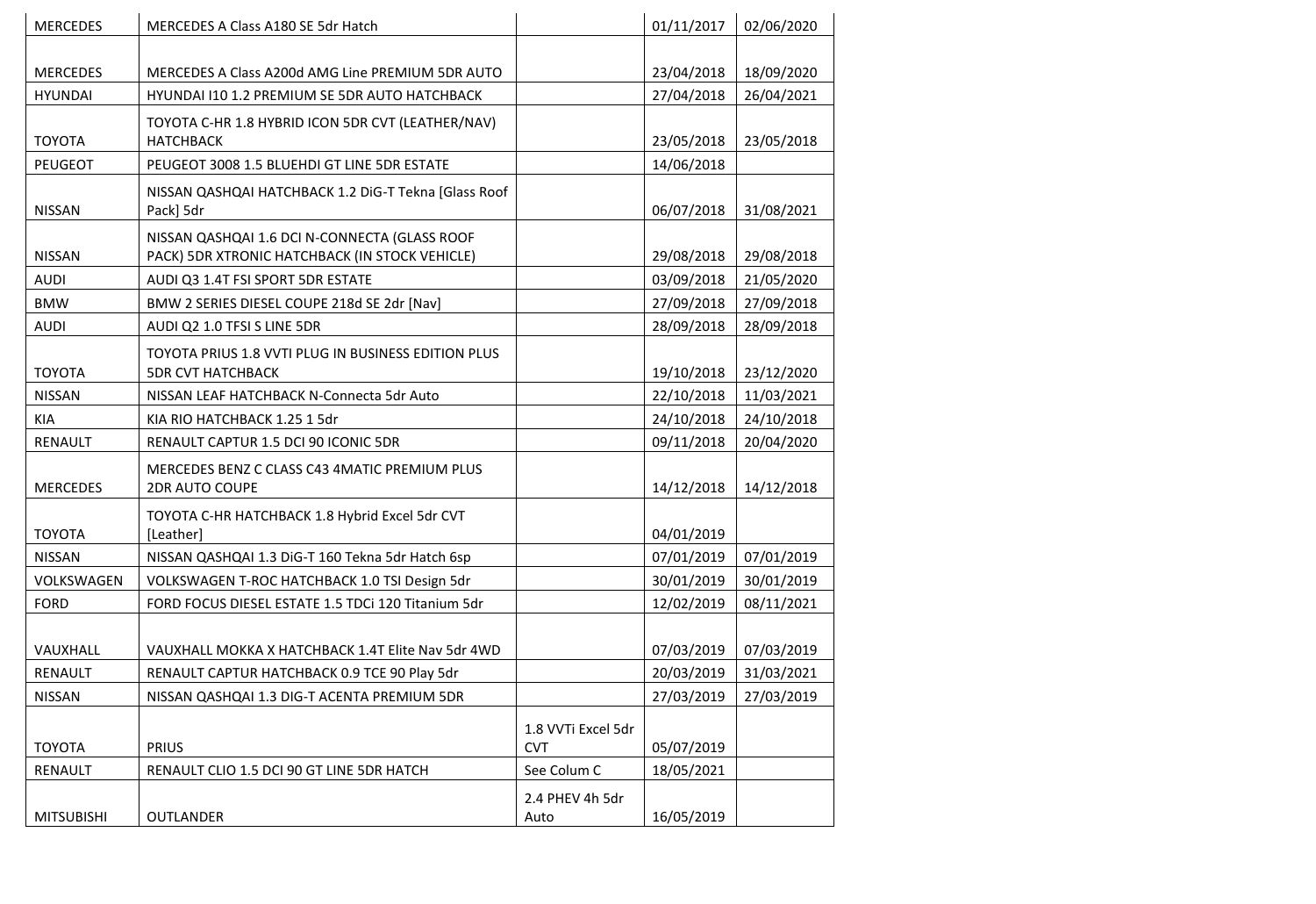| MERCEDES | MERCEDES A Class A180 SE 5dr Hatch | | 01/11/2017 | 02/06/2020 |
|---|---|---|---|---|
| MERCEDES | MERCEDES A Class A200d AMG Line PREMIUM 5DR AUTO | | 23/04/2018 | 18/09/2020 |
| HYUNDAI | HYUNDAI I10 1.2 PREMIUM SE 5DR AUTO HATCHBACK | | 27/04/2018 | 26/04/2021 |
| TOYOTA | TOYOTA C-HR 1.8 HYBRID ICON 5DR CVT (LEATHER/NAV) HATCHBACK | | 23/05/2018 | 23/05/2018 |
| PEUGEOT | PEUGEOT 3008 1.5 BLUEHDI GT LINE 5DR ESTATE | | 14/06/2018 | |
| NISSAN | NISSAN QASHQAI HATCHBACK 1.2 DiG-T Tekna [Glass Roof Pack] 5dr | | 06/07/2018 | 31/08/2021 |
| NISSAN | NISSAN QASHQAI 1.6 DCI N-CONNECTA (GLASS ROOF PACK) 5DR XTRONIC HATCHBACK (IN STOCK VEHICLE) | | 29/08/2018 | 29/08/2018 |
| AUDI | AUDI Q3 1.4T FSI SPORT 5DR ESTATE | | 03/09/2018 | 21/05/2020 |
| BMW | BMW 2 SERIES DIESEL COUPE 218d SE 2dr [Nav] | | 27/09/2018 | 27/09/2018 |
| AUDI | AUDI Q2 1.0 TFSI S LINE 5DR | | 28/09/2018 | 28/09/2018 |
| TOYOTA | TOYOTA PRIUS 1.8 VVTI PLUG IN BUSINESS EDITION PLUS 5DR CVT HATCHBACK | | 19/10/2018 | 23/12/2020 |
| NISSAN | NISSAN LEAF HATCHBACK N-Connecta 5dr Auto | | 22/10/2018 | 11/03/2021 |
| KIA | KIA RIO HATCHBACK 1.25 1 5dr | | 24/10/2018 | 24/10/2018 |
| RENAULT | RENAULT CAPTUR 1.5 DCI 90 ICONIC 5DR | | 09/11/2018 | 20/04/2020 |
| MERCEDES | MERCEDES BENZ C CLASS C43 4MATIC PREMIUM PLUS 2DR AUTO COUPE | | 14/12/2018 | 14/12/2018 |
| TOYOTA | TOYOTA C-HR HATCHBACK 1.8 Hybrid Excel 5dr CVT [Leather] | | 04/01/2019 | |
| NISSAN | NISSAN QASHQAI 1.3 DiG-T 160 Tekna 5dr Hatch 6sp | | 07/01/2019 | 07/01/2019 |
| VOLKSWAGEN | VOLKSWAGEN T-ROC HATCHBACK 1.0 TSI Design 5dr | | 30/01/2019 | 30/01/2019 |
| FORD | FORD FOCUS DIESEL ESTATE 1.5 TDCi 120 Titanium 5dr | | 12/02/2019 | 08/11/2021 |
| VAUXHALL | VAUXHALL MOKKA X HATCHBACK 1.4T Elite Nav 5dr 4WD | | 07/03/2019 | 07/03/2019 |
| RENAULT | RENAULT CAPTUR HATCHBACK 0.9 TCE 90 Play 5dr | | 20/03/2019 | 31/03/2021 |
| NISSAN | NISSAN QASHQAI 1.3 DIG-T ACENTA PREMIUM 5DR | | 27/03/2019 | 27/03/2019 |
| TOYOTA | PRIUS | 1.8 VVTi Excel 5dr CVT | 05/07/2019 | |
| RENAULT | RENAULT CLIO 1.5 DCI 90 GT LINE 5DR HATCH | See Colum C | 18/05/2021 | |
| MITSUBISHI | OUTLANDER | 2.4 PHEV 4h 5dr Auto | 16/05/2019 | |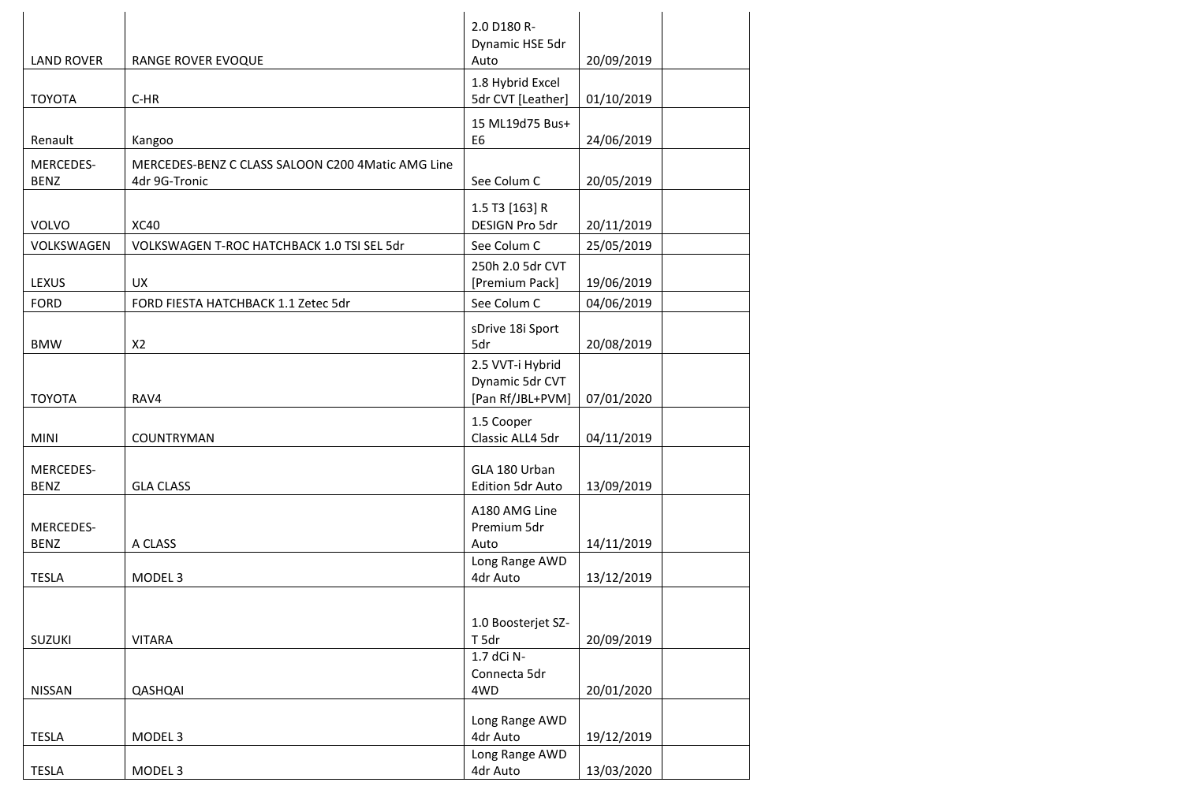| | | | | |
|---|---|---|---|---|
| LAND ROVER | RANGE ROVER EVOQUE | 2.0 D180 R-Dynamic HSE 5dr Auto | 20/09/2019 | |
| TOYOTA | C-HR | 1.8 Hybrid Excel 5dr CVT [Leather] | 01/10/2019 | |
| Renault | Kangoo | 15 ML19d75 Bus+ E6 | 24/06/2019 | |
| MERCEDES-BENZ | MERCEDES-BENZ C CLASS SALOON C200 4Matic AMG Line 4dr 9G-Tronic | See Colum C | 20/05/2019 | |
| VOLVO | XC40 | 1.5 T3 [163] R DESIGN Pro 5dr | 20/11/2019 | |
| VOLKSWAGEN | VOLKSWAGEN T-ROC HATCHBACK 1.0 TSI SEL 5dr | See Colum C | 25/05/2019 | |
| LEXUS | UX | 250h 2.0 5dr CVT [Premium Pack] | 19/06/2019 | |
| FORD | FORD FIESTA HATCHBACK 1.1 Zetec 5dr | See Colum C | 04/06/2019 | |
| BMW | X2 | sDrive 18i Sport 5dr | 20/08/2019 | |
| TOYOTA | RAV4 | 2.5 VVT-i Hybrid Dynamic 5dr CVT [Pan Rf/JBL+PVM] | 07/01/2020 | |
| MINI | COUNTRYMAN | 1.5 Cooper Classic ALL4 5dr | 04/11/2019 | |
| MERCEDES-BENZ | GLA CLASS | GLA 180 Urban Edition 5dr Auto | 13/09/2019 | |
| MERCEDES-BENZ | A CLASS | A180 AMG Line Premium 5dr Auto | 14/11/2019 | |
| TESLA | MODEL 3 | Long Range AWD 4dr Auto | 13/12/2019 | |
| SUZUKI | VITARA | 1.0 Boosterjet SZ-T 5dr | 20/09/2019 | |
| NISSAN | QASHQAI | 1.7 dCi N-Connecta 5dr 4WD | 20/01/2020 | |
| TESLA | MODEL 3 | Long Range AWD 4dr Auto | 19/12/2019 | |
| TESLA | MODEL 3 | Long Range AWD 4dr Auto | 13/03/2020 | |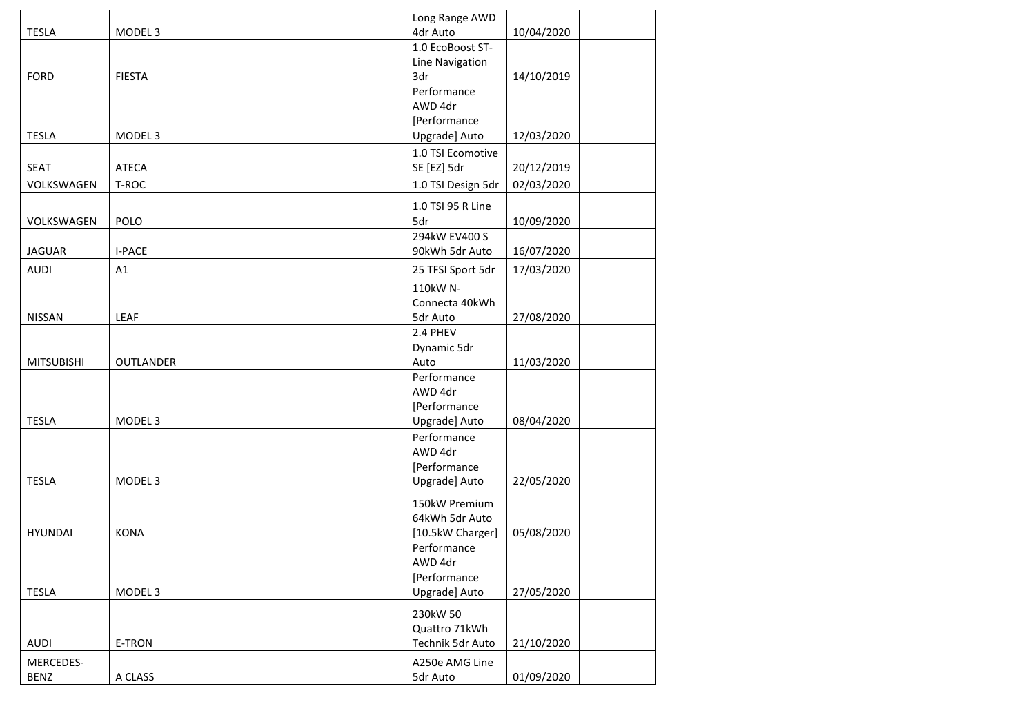| | | | | |
|---|---|---|---|---|
| TESLA | MODEL 3 | Long Range AWD 4dr Auto | 10/04/2020 | |
| FORD | FIESTA | 1.0 EcoBoost ST-Line Navigation 3dr | 14/10/2019 | |
| TESLA | MODEL 3 | Performance AWD 4dr [Performance Upgrade] Auto | 12/03/2020 | |
| SEAT | ATECA | 1.0 TSI Ecomotive SE [EZ] 5dr | 20/12/2019 | |
| VOLKSWAGEN | T-ROC | 1.0 TSI Design 5dr | 02/03/2020 | |
| VOLKSWAGEN | POLO | 1.0 TSI 95 R Line 5dr | 10/09/2020 | |
| JAGUAR | I-PACE | 294kW EV400 S 90kWh 5dr Auto | 16/07/2020 | |
| AUDI | A1 | 25 TFSI Sport 5dr | 17/03/2020 | |
| NISSAN | LEAF | 110kW N-Connecta 40kWh 5dr Auto | 27/08/2020 | |
| MITSUBISHI | OUTLANDER | 2.4 PHEV Dynamic 5dr Auto | 11/03/2020 | |
| TESLA | MODEL 3 | Performance AWD 4dr [Performance Upgrade] Auto | 08/04/2020 | |
| TESLA | MODEL 3 | Performance AWD 4dr [Performance Upgrade] Auto | 22/05/2020 | |
| HYUNDAI | KONA | 150kW Premium 64kWh 5dr Auto [10.5kW Charger] | 05/08/2020 | |
| TESLA | MODEL 3 | Performance AWD 4dr [Performance Upgrade] Auto | 27/05/2020 | |
| AUDI | E-TRON | 230kW 50 Quattro 71kWh Technik 5dr Auto | 21/10/2020 | |
| MERCEDES-BENZ | A CLASS | A250e AMG Line 5dr Auto | 01/09/2020 | |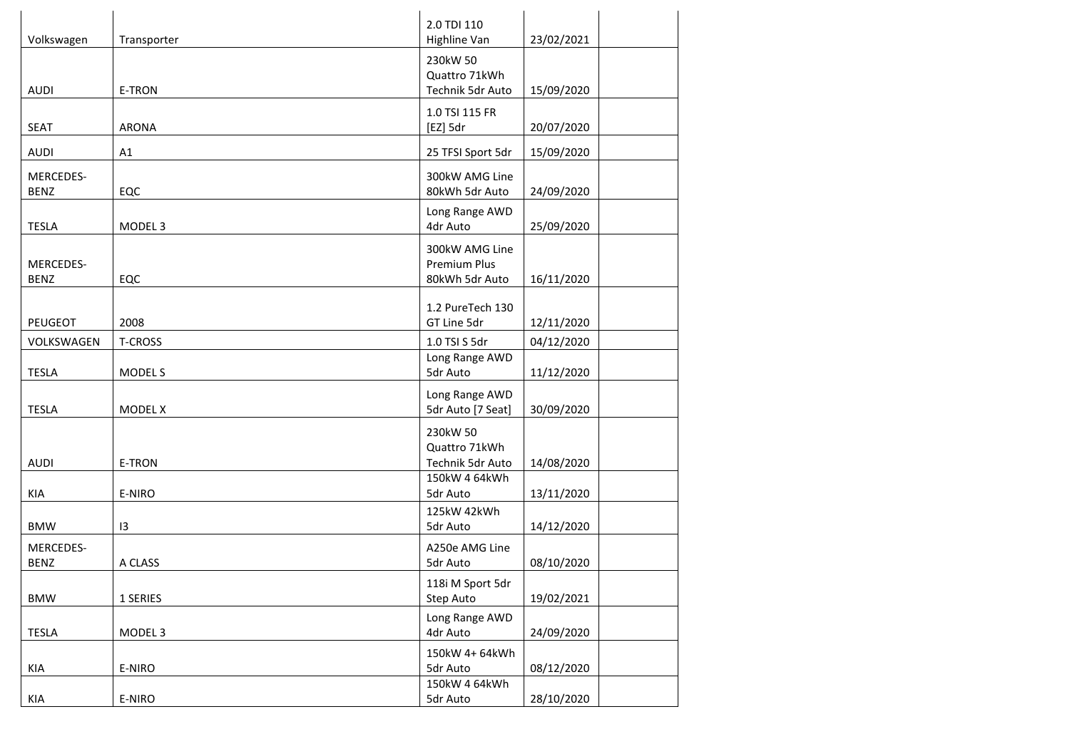| | | | | |
|---|---|---|---|---|
| Volkswagen | Transporter | 2.0 TDI 110 Highline Van | 23/02/2021 | |
| AUDI | E-TRON | 230kW 50 Quattro 71kWh Technik 5dr Auto | 15/09/2020 | |
| SEAT | ARONA | 1.0 TSI 115 FR [EZ] 5dr | 20/07/2020 | |
| AUDI | A1 | 25 TFSI Sport 5dr | 15/09/2020 | |
| MERCEDES-BENZ | EQC | 300kW AMG Line 80kWh 5dr Auto | 24/09/2020 | |
| TESLA | MODEL 3 | Long Range AWD 4dr Auto | 25/09/2020 | |
| MERCEDES-BENZ | EQC | 300kW AMG Line Premium Plus 80kWh 5dr Auto | 16/11/2020 | |
| PEUGEOT | 2008 | 1.2 PureTech 130 GT Line 5dr | 12/11/2020 | |
| VOLKSWAGEN | T-CROSS | 1.0 TSI S 5dr | 04/12/2020 | |
| TESLA | MODEL S | Long Range AWD 5dr Auto | 11/12/2020 | |
| TESLA | MODEL X | Long Range AWD 5dr Auto [7 Seat] | 30/09/2020 | |
| AUDI | E-TRON | 230kW 50 Quattro 71kWh Technik 5dr Auto | 14/08/2020 | |
| KIA | E-NIRO | 150kW 4 64kWh 5dr Auto | 13/11/2020 | |
| BMW | I3 | 125kW 42kWh 5dr Auto | 14/12/2020 | |
| MERCEDES-BENZ | A CLASS | A250e AMG Line 5dr Auto | 08/10/2020 | |
| BMW | 1 SERIES | 118i M Sport 5dr Step Auto | 19/02/2021 | |
| TESLA | MODEL 3 | Long Range AWD 4dr Auto | 24/09/2020 | |
| KIA | E-NIRO | 150kW 4+ 64kWh 5dr Auto | 08/12/2020 | |
| KIA | E-NIRO | 150kW 4 64kWh 5dr Auto | 28/10/2020 | |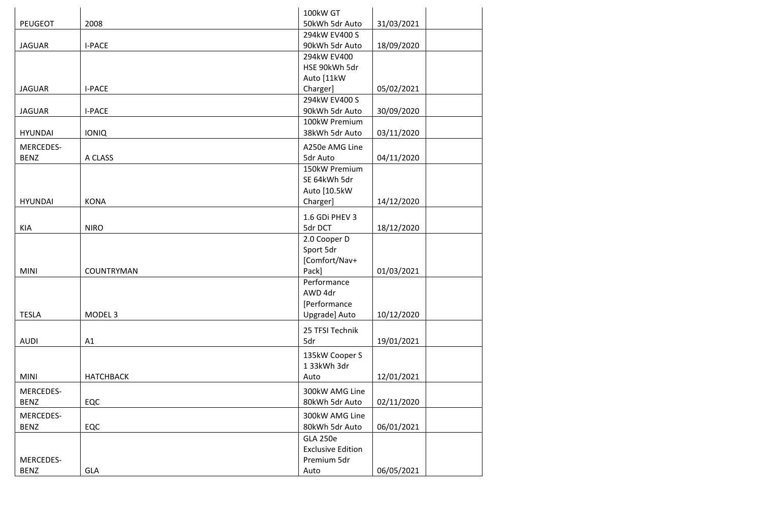| | | | | |
|---|---|---|---|---|
| PEUGEOT | 2008 | 100kW GT 50kWh 5dr Auto | 31/03/2021 | |
| JAGUAR | I-PACE | 294kW EV400 S 90kWh 5dr Auto | 18/09/2020 | |
| JAGUAR | I-PACE | 294kW EV400 HSE 90kWh 5dr Auto [11kW Charger] | 05/02/2021 | |
| JAGUAR | I-PACE | 294kW EV400 S 90kWh 5dr Auto | 30/09/2020 | |
| HYUNDAI | IONIQ | 100kW Premium 38kWh 5dr Auto | 03/11/2020 | |
| MERCEDES-BENZ | A CLASS | A250e AMG Line 5dr Auto | 04/11/2020 | |
| HYUNDAI | KONA | 150kW Premium SE 64kWh 5dr Auto [10.5kW Charger] | 14/12/2020 | |
| KIA | NIRO | 1.6 GDi PHEV 3 5dr DCT | 18/12/2020 | |
| MINI | COUNTRYMAN | 2.0 Cooper D Sport 5dr [Comfort/Nav+ Pack] | 01/03/2021 | |
| TESLA | MODEL 3 | Performance AWD 4dr [Performance Upgrade] Auto | 10/12/2020 | |
| AUDI | A1 | 25 TFSI Technik 5dr | 19/01/2021 | |
| MINI | HATCHBACK | 135kW Cooper S 1 33kWh 3dr Auto | 12/01/2021 | |
| MERCEDES-BENZ | EQC | 300kW AMG Line 80kWh 5dr Auto | 02/11/2020 | |
| MERCEDES-BENZ | EQC | 300kW AMG Line 80kWh 5dr Auto | 06/01/2021 | |
| MERCEDES-BENZ | GLA | GLA 250e Exclusive Edition Premium 5dr Auto | 06/05/2021 | |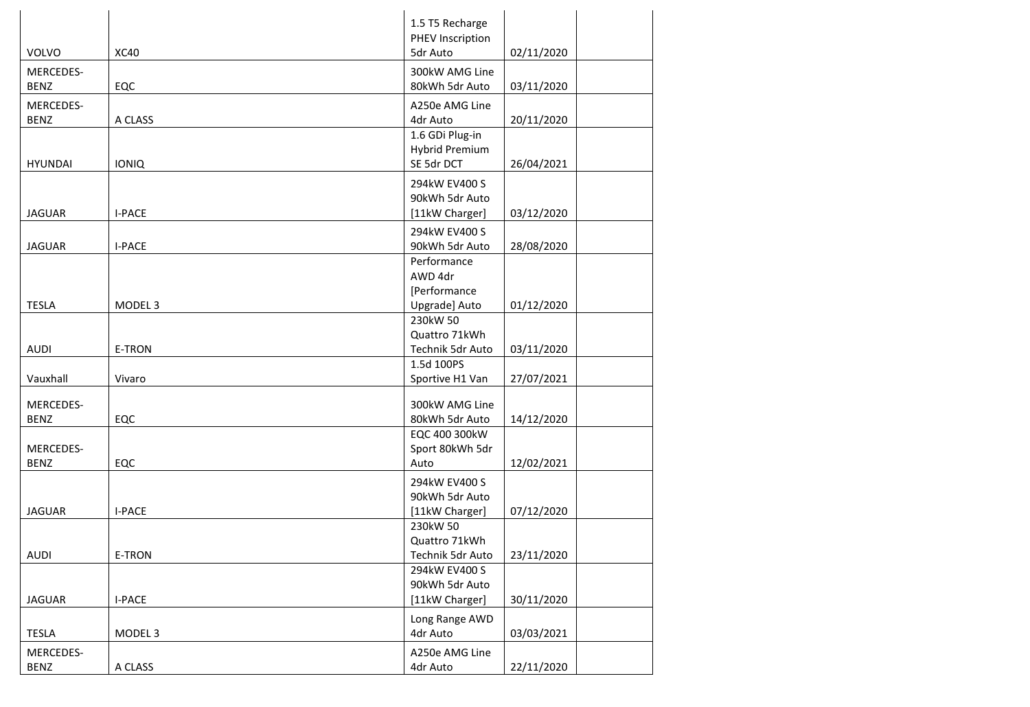| | | | | |
|---|---|---|---|---|
| VOLVO | XC40 | 1.5 T5 Recharge PHEV Inscription 5dr Auto | 02/11/2020 | |
| MERCEDES-BENZ | EQC | 300kW AMG Line 80kWh 5dr Auto | 03/11/2020 | |
| MERCEDES-BENZ | A CLASS | A250e AMG Line 4dr Auto | 20/11/2020 | |
| HYUNDAI | IONIQ | 1.6 GDi Plug-in Hybrid Premium SE 5dr DCT | 26/04/2021 | |
| JAGUAR | I-PACE | 294kW EV400 S 90kWh 5dr Auto [11kW Charger] | 03/12/2020 | |
| JAGUAR | I-PACE | 294kW EV400 S 90kWh 5dr Auto | 28/08/2020 | |
| TESLA | MODEL 3 | Performance AWD 4dr [Performance Upgrade] Auto | 01/12/2020 | |
| AUDI | E-TRON | 230kW 50 Quattro 71kWh Technik 5dr Auto | 03/11/2020 | |
| Vauxhall | Vivaro | 1.5d 100PS Sportive H1 Van | 27/07/2021 | |
| MERCEDES-BENZ | EQC | 300kW AMG Line 80kWh 5dr Auto | 14/12/2020 | |
| MERCEDES-BENZ | EQC | EQC 400 300kW Sport 80kWh 5dr Auto | 12/02/2021 | |
| JAGUAR | I-PACE | 294kW EV400 S 90kWh 5dr Auto [11kW Charger] | 07/12/2020 | |
| AUDI | E-TRON | 230kW 50 Quattro 71kWh Technik 5dr Auto | 23/11/2020 | |
| JAGUAR | I-PACE | 294kW EV400 S 90kWh 5dr Auto [11kW Charger] | 30/11/2020 | |
| TESLA | MODEL 3 | Long Range AWD 4dr Auto | 03/03/2021 | |
| MERCEDES-BENZ | A CLASS | A250e AMG Line 4dr Auto | 22/11/2020 | |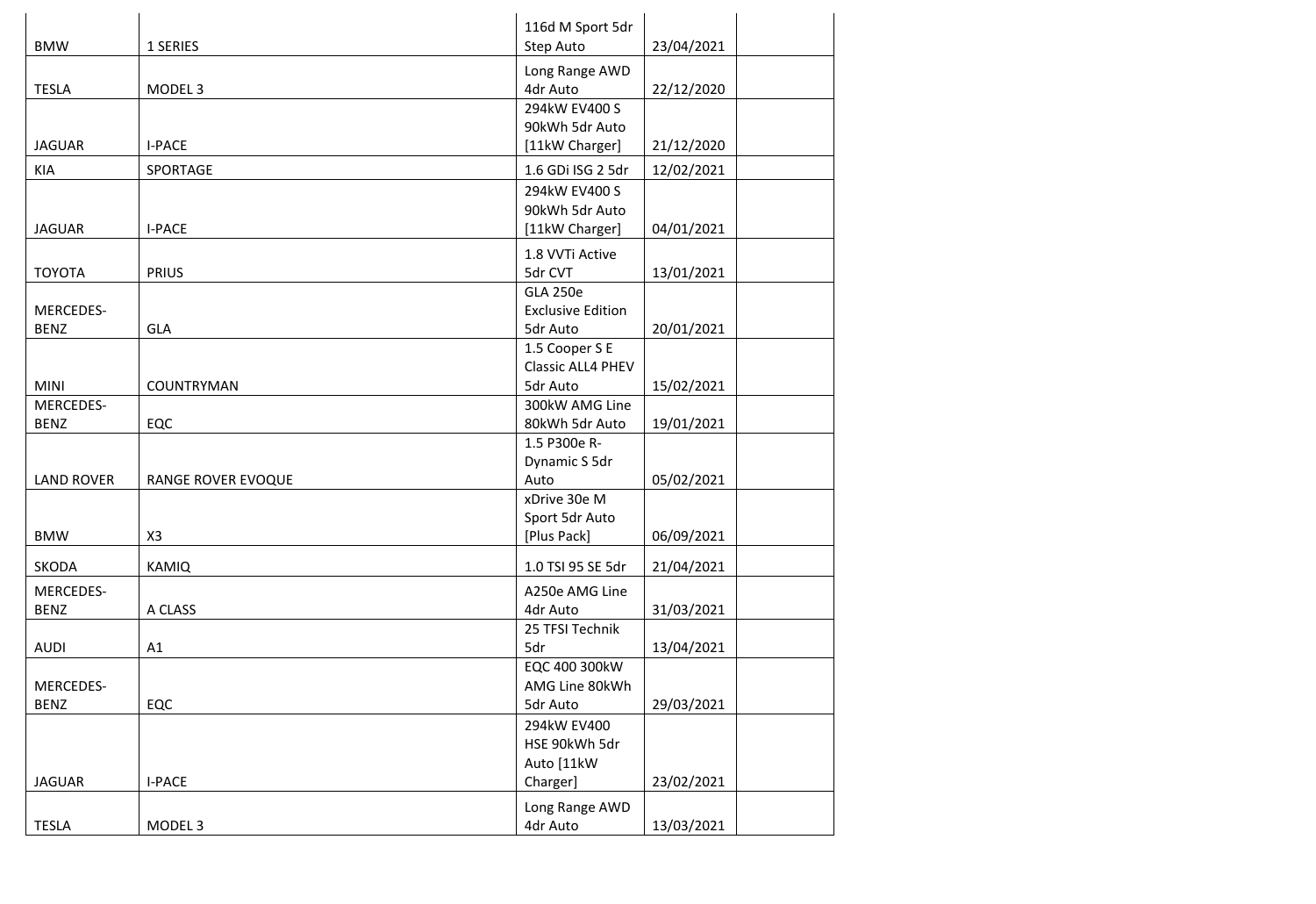| | | | | |
|---|---|---|---|---|
| BMW | 1 SERIES | 116d M Sport 5dr Step Auto | 23/04/2021 | |
| TESLA | MODEL 3 | Long Range AWD 4dr Auto | 22/12/2020 | |
| JAGUAR | I-PACE | 294kW EV400 S 90kWh 5dr Auto [11kW Charger] | 21/12/2020 | |
| KIA | SPORTAGE | 1.6 GDi ISG 2 5dr | 12/02/2021 | |
| JAGUAR | I-PACE | 294kW EV400 S 90kWh 5dr Auto [11kW Charger] | 04/01/2021 | |
| TOYOTA | PRIUS | 1.8 VVTi Active 5dr CVT | 13/01/2021 | |
| MERCEDES-BENZ | GLA | GLA 250e Exclusive Edition 5dr Auto | 20/01/2021 | |
| MINI | COUNTRYMAN | 1.5 Cooper S E Classic ALL4 PHEV 5dr Auto | 15/02/2021 | |
| MERCEDES-BENZ | EQC | 300kW AMG Line 80kWh 5dr Auto | 19/01/2021 | |
| LAND ROVER | RANGE ROVER EVOQUE | 1.5 P300e R-Dynamic S 5dr Auto | 05/02/2021 | |
| BMW | X3 | xDrive 30e M Sport 5dr Auto [Plus Pack] | 06/09/2021 | |
| SKODA | KAMIQ | 1.0 TSI 95 SE 5dr | 21/04/2021 | |
| MERCEDES-BENZ | A CLASS | A250e AMG Line 4dr Auto | 31/03/2021 | |
| AUDI | A1 | 25 TFSI Technik 5dr | 13/04/2021 | |
| MERCEDES-BENZ | EQC | EQC 400 300kW AMG Line 80kWh 5dr Auto | 29/03/2021 | |
| JAGUAR | I-PACE | 294kW EV400 HSE 90kWh 5dr Auto [11kW Charger] | 23/02/2021 | |
| TESLA | MODEL 3 | Long Range AWD 4dr Auto | 13/03/2021 | |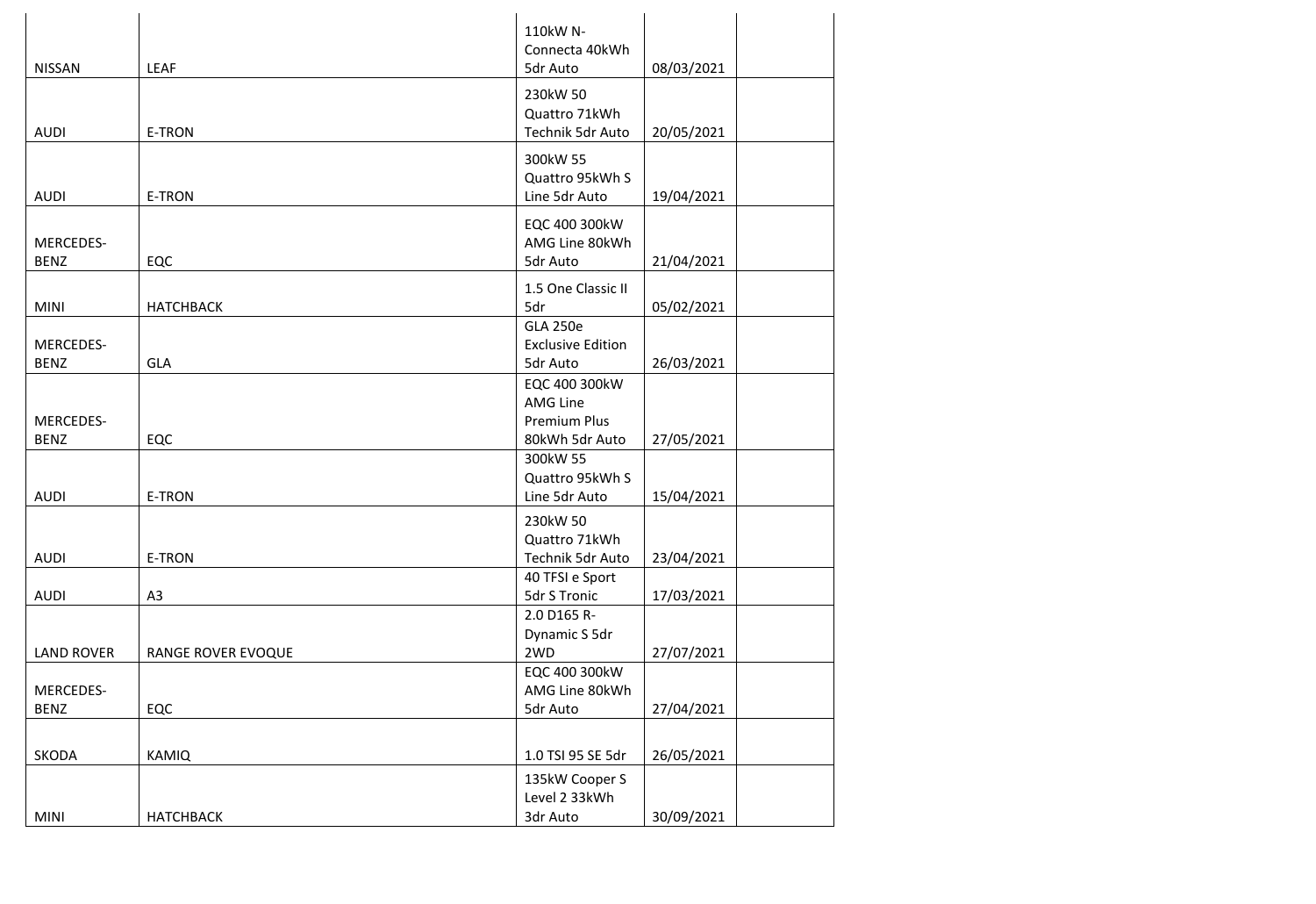| | | | | |
|---|---|---|---|---|
| NISSAN | LEAF | 110kW N-Connecta 40kWh 5dr Auto | 08/03/2021 | |
| AUDI | E-TRON | 230kW 50 Quattro 71kWh Technik 5dr Auto | 20/05/2021 | |
| AUDI | E-TRON | 300kW 55 Quattro 95kWh S Line 5dr Auto | 19/04/2021 | |
| MERCEDES-BENZ | EQC | EQC 400 300kW AMG Line 80kWh 5dr Auto | 21/04/2021 | |
| MINI | HATCHBACK | 1.5 One Classic II 5dr | 05/02/2021 | |
| MERCEDES-BENZ | GLA | GLA 250e Exclusive Edition 5dr Auto | 26/03/2021 | |
| MERCEDES-BENZ | EQC | EQC 400 300kW AMG Line Premium Plus 80kWh 5dr Auto | 27/05/2021 | |
| AUDI | E-TRON | 300kW 55 Quattro 95kWh S Line 5dr Auto | 15/04/2021 | |
| AUDI | E-TRON | 230kW 50 Quattro 71kWh Technik 5dr Auto | 23/04/2021 | |
| AUDI | A3 | 40 TFSI e Sport 5dr S Tronic | 17/03/2021 | |
| LAND ROVER | RANGE ROVER EVOQUE | 2.0 D165 R-Dynamic S 5dr 2WD | 27/07/2021 | |
| MERCEDES-BENZ | EQC | EQC 400 300kW AMG Line 80kWh 5dr Auto | 27/04/2021 | |
| SKODA | KAMIQ | 1.0 TSI 95 SE 5dr | 26/05/2021 | |
| MINI | HATCHBACK | 135kW Cooper S Level 2 33kWh 3dr Auto | 30/09/2021 | |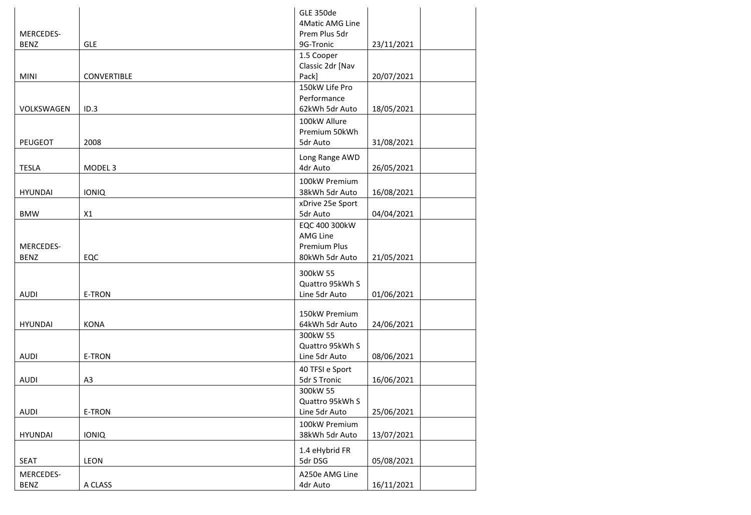| | | | | |
|---|---|---|---|---|
| MERCEDES-BENZ | GLE | GLE 350de 4Matic AMG Line Prem Plus 5dr 9G-Tronic | 23/11/2021 | |
| MINI | CONVERTIBLE | 1.5 Cooper Classic 2dr [Nav Pack] | 20/07/2021 | |
| VOLKSWAGEN | ID.3 | 150kW Life Pro Performance 62kWh 5dr Auto | 18/05/2021 | |
| PEUGEOT | 2008 | 100kW Allure Premium 50kWh 5dr Auto | 31/08/2021 | |
| TESLA | MODEL 3 | Long Range AWD 4dr Auto | 26/05/2021 | |
| HYUNDAI | IONIQ | 100kW Premium 38kWh 5dr Auto | 16/08/2021 | |
| BMW | X1 | xDrive 25e Sport 5dr Auto | 04/04/2021 | |
| MERCEDES-BENZ | EQC | EQC 400 300kW AMG Line Premium Plus 80kWh 5dr Auto | 21/05/2021 | |
| AUDI | E-TRON | 300kW 55 Quattro 95kWh S Line 5dr Auto | 01/06/2021 | |
| HYUNDAI | KONA | 150kW Premium 64kWh 5dr Auto | 24/06/2021 | |
| AUDI | E-TRON | 300kW 55 Quattro 95kWh S Line 5dr Auto | 08/06/2021 | |
| AUDI | A3 | 40 TFSI e Sport 5dr S Tronic | 16/06/2021 | |
| AUDI | E-TRON | 300kW 55 Quattro 95kWh S Line 5dr Auto | 25/06/2021 | |
| HYUNDAI | IONIQ | 100kW Premium 38kWh 5dr Auto | 13/07/2021 | |
| SEAT | LEON | 1.4 eHybrid FR 5dr DSG | 05/08/2021 | |
| MERCEDES-BENZ | A CLASS | A250e AMG Line 4dr Auto | 16/11/2021 | |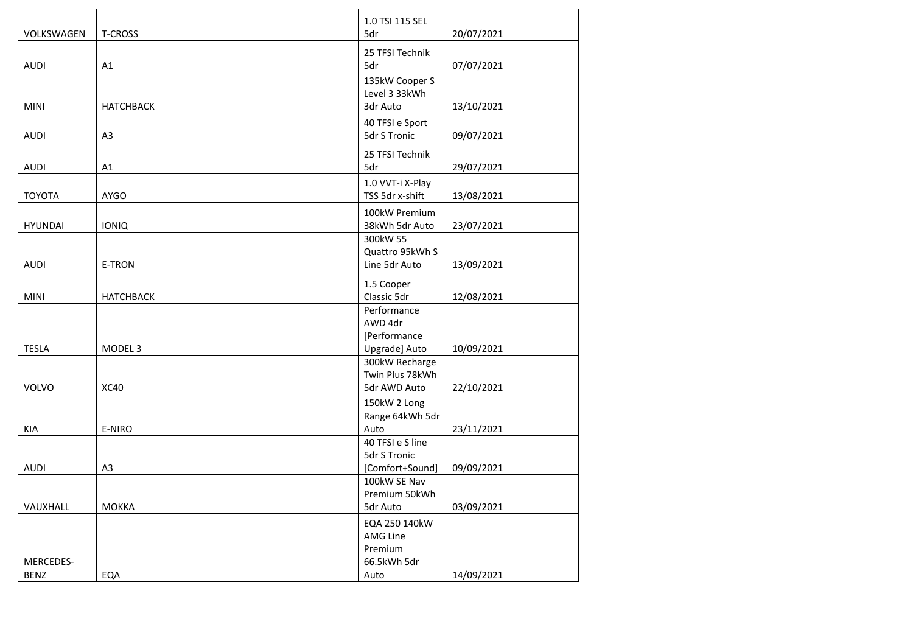| | | | | |
|---|---|---|---|---|
| VOLKSWAGEN | T-CROSS | 1.0 TSI 115 SEL 5dr | 20/07/2021 | |
| AUDI | A1 | 25 TFSI Technik 5dr | 07/07/2021 | |
| MINI | HATCHBACK | 135kW Cooper S Level 3 33kWh 3dr Auto | 13/10/2021 | |
| AUDI | A3 | 40 TFSI e Sport 5dr S Tronic | 09/07/2021 | |
| AUDI | A1 | 25 TFSI Technik 5dr | 29/07/2021 | |
| TOYOTA | AYGO | 1.0 VVT-i X-Play TSS 5dr x-shift | 13/08/2021 | |
| HYUNDAI | IONIQ | 100kW Premium 38kWh 5dr Auto | 23/07/2021 | |
| AUDI | E-TRON | 300kW 55 Quattro 95kWh S Line 5dr Auto | 13/09/2021 | |
| MINI | HATCHBACK | 1.5 Cooper Classic 5dr | 12/08/2021 | |
| TESLA | MODEL 3 | Performance AWD 4dr [Performance Upgrade] Auto | 10/09/2021 | |
| VOLVO | XC40 | 300kW Recharge Twin Plus 78kWh 5dr AWD Auto | 22/10/2021 | |
| KIA | E-NIRO | 150kW 2 Long Range 64kWh 5dr Auto | 23/11/2021 | |
| AUDI | A3 | 40 TFSI e S line 5dr S Tronic [Comfort+Sound] | 09/09/2021 | |
| VAUXHALL | MOKKA | 100kW SE Nav Premium 50kWh 5dr Auto | 03/09/2021 | |
| MERCEDES-BENZ | EQA | EQA 250 140kW AMG Line Premium 66.5kWh 5dr Auto | 14/09/2021 | |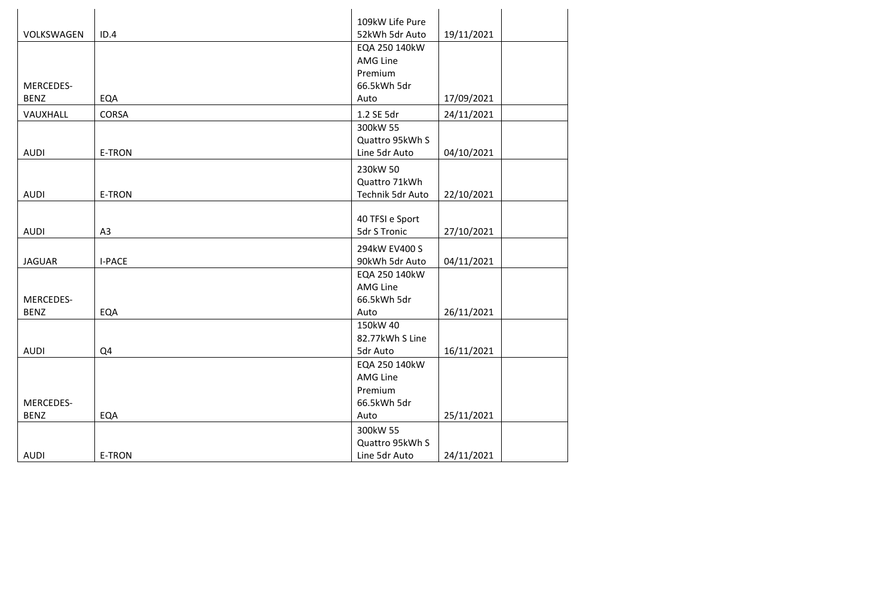| | | | | |
|---|---|---|---|---|
| VOLKSWAGEN | ID.4 | 109kW Life Pure 52kWh 5dr Auto | 19/11/2021 | |
| MERCEDES-BENZ | EQA | EQA 250 140kW AMG Line Premium 66.5kWh 5dr Auto | 17/09/2021 | |
| VAUXHALL | CORSA | 1.2 SE 5dr | 24/11/2021 | |
| AUDI | E-TRON | 300kW 55 Quattro 95kWh S Line 5dr Auto | 04/10/2021 | |
| AUDI | E-TRON | 230kW 50 Quattro 71kWh Technik 5dr Auto | 22/10/2021 | |
| AUDI | A3 | 40 TFSI e Sport 5dr S Tronic | 27/10/2021 | |
| JAGUAR | I-PACE | 294kW EV400 S 90kWh 5dr Auto | 04/11/2021 | |
| MERCEDES-BENZ | EQA | EQA 250 140kW AMG Line 66.5kWh 5dr Auto | 26/11/2021 | |
| AUDI | Q4 | 150kW 40 82.77kWh S Line 5dr Auto | 16/11/2021 | |
| MERCEDES-BENZ | EQA | EQA 250 140kW AMG Line Premium 66.5kWh 5dr Auto | 25/11/2021 | |
| AUDI | E-TRON | 300kW 55 Quattro 95kWh S Line 5dr Auto | 24/11/2021 | |